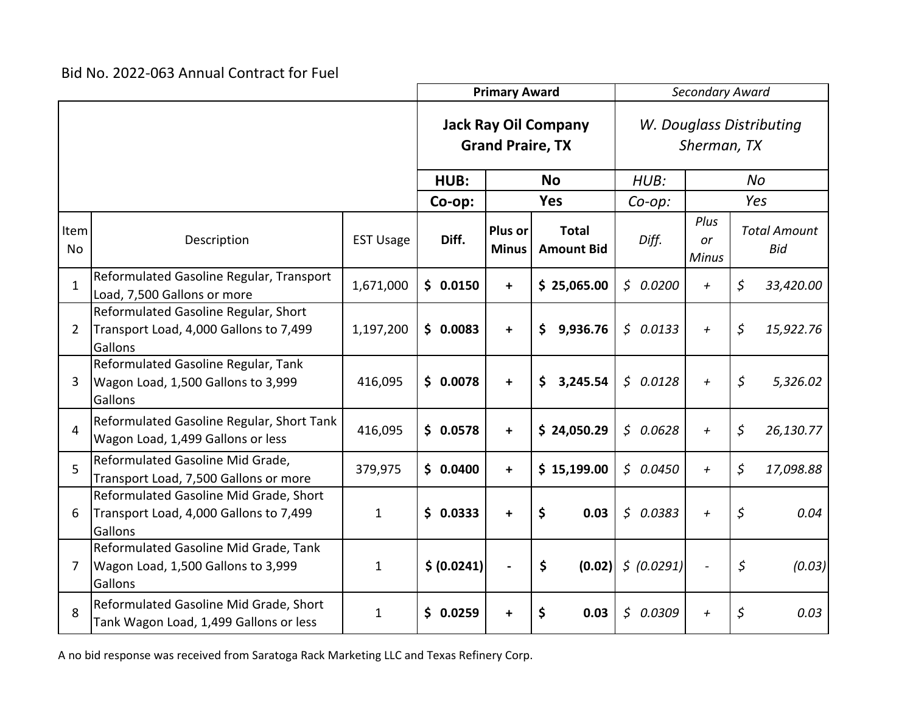Bid No. 2022-063 Annual Contract for Fuel

| | | | Primary Award | | | *Secondary Award* | | |
|---|---|---|---|---|---|---|---|---|
| | | | **Jack Ray Oil Company Grand Praire, TX** | | | *W. Douglass Distributing Sherman, TX* | | |
| | | | **HUB:** | **No** | | *HUB:* | *No* | |
| | | | **Co-op:** | **Yes** | | *Co-op:* | *Yes* | |
| Item No | Description | EST Usage | **Diff.** | **Plus or Minus** | **Total Amount Bid** | *Diff.* | *Plus or Minus* | *Total Amount Bid* |
| 1 | Reformulated Gasoline Regular, Transport Load, 7,500 Gallons or more | 1,671,000 | **$ 0.0150** | **+** | **$ 25,065.00** | *$ 0.0200* | *+* | *$ 33,420.00* |
| 2 | Reformulated Gasoline Regular, Short Transport Load, 4,000 Gallons to 7,499 Gallons | 1,197,200 | **$ 0.0083** | **+** | **$ 9,936.76** | *$ 0.0133* | *+* | *$ 15,922.76* |
| 3 | Reformulated Gasoline Regular, Tank Wagon Load, 1,500 Gallons to 3,999 Gallons | 416,095 | **$ 0.0078** | **+** | **$ 3,245.54** | *$ 0.0128* | *+* | *$ 5,326.02* |
| 4 | Reformulated Gasoline Regular, Short Tank Wagon Load, 1,499 Gallons or less | 416,095 | **$ 0.0578** | **+** | **$ 24,050.29** | *$ 0.0628* | *+* | *$ 26,130.77* |
| 5 | Reformulated Gasoline Mid Grade, Transport Load, 7,500 Gallons or more | 379,975 | **$ 0.0400** | **+** | **$ 15,199.00** | *$ 0.0450* | *+* | *$ 17,098.88* |
| 6 | Reformulated Gasoline Mid Grade, Short Transport Load, 4,000 Gallons to 7,499 Gallons | 1 | **$ 0.0333** | **+** | **$ 0.03** | *$ 0.0383* | *+* | *$ 0.04* |
| 7 | Reformulated Gasoline Mid Grade, Tank Wagon Load, 1,500 Gallons to 3,999 Gallons | 1 | **$ (0.0241)** | **-** | **$ (0.02)** | *$ (0.0291)* | *-* | *$ (0.03)* |
| 8 | Reformulated Gasoline Mid Grade, Short Tank Wagon Load, 1,499 Gallons or less | 1 | **$ 0.0259** | **+** | **$ 0.03** | *$ 0.0309* | *+* | *$ 0.03* |

A no bid response was received from Saratoga Rack Marketing LLC and Texas Refinery Corp.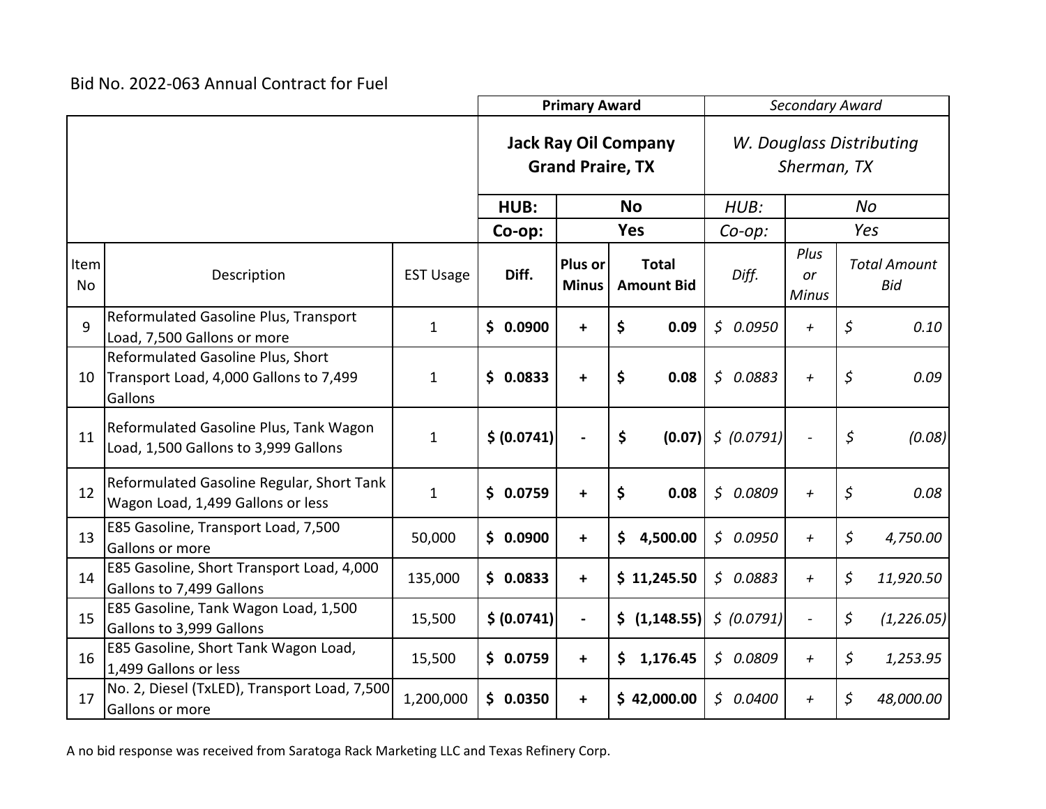Bid No. 2022-063 Annual Contract for Fuel

| | | | Primary Award | | | *Secondary Award* | | |
|---|---|---|---|---|---|---|---|---|
| | | | **Jack Ray Oil Company Grand Praire, TX** | | | *W. Douglass Distributing Sherman, TX* | | |
| | | | **HUB:** | **No** | | *HUB:* | *No* | |
| | | | **Co-op:** | **Yes** | | *Co-op:* | *Yes* | |
| Item No | Description | EST Usage | **Diff.** | **Plus or Minus** | **Total Amount Bid** | *Diff.* | *Plus or Minus* | *Total Amount Bid* |
| 9 | Reformulated Gasoline Plus, Transport Load, 7,500 Gallons or more | 1 | **$ 0.0900** | **+** | **$ 0.09** | *$ 0.0950* | *+* | *$ 0.10* |
| 10 | Reformulated Gasoline Plus, Short Transport Load, 4,000 Gallons to 7,499 Gallons | 1 | **$ 0.0833** | **+** | **$ 0.08** | *$ 0.0883* | *+* | *$ 0.09* |
| 11 | Reformulated Gasoline Plus, Tank Wagon Load, 1,500 Gallons to 3,999 Gallons | 1 | **$ (0.0741)** | **-** | **$ (0.07)** | *$ (0.0791)* | *-* | *$ (0.08)* |
| 12 | Reformulated Gasoline Regular, Short Tank Wagon Load, 1,499 Gallons or less | 1 | **$ 0.0759** | **+** | **$ 0.08** | *$ 0.0809* | *+* | *$ 0.08* |
| 13 | E85 Gasoline, Transport Load, 7,500 Gallons or more | 50,000 | **$ 0.0900** | **+** | **$ 4,500.00** | *$ 0.0950* | *+* | *$ 4,750.00* |
| 14 | E85 Gasoline, Short Transport Load, 4,000 Gallons to 7,499 Gallons | 135,000 | **$ 0.0833** | **+** | **$ 11,245.50** | *$ 0.0883* | *+* | *$ 11,920.50* |
| 15 | E85 Gasoline, Tank Wagon Load, 1,500 Gallons to 3,999 Gallons | 15,500 | **$ (0.0741)** | **-** | **$ (1,148.55)** | *$ (0.0791)* | *-* | *$ (1,226.05)* |
| 16 | E85 Gasoline, Short Tank Wagon Load, 1,499 Gallons or less | 15,500 | **$ 0.0759** | **+** | **$ 1,176.45** | *$ 0.0809* | *+* | *$ 1,253.95* |
| 17 | No. 2, Diesel (TxLED), Transport Load, 7,500 Gallons or more | 1,200,000 | **$ 0.0350** | **+** | **$ 42,000.00** | *$ 0.0400* | *+* | *$ 48,000.00* |

A no bid response was received from Saratoga Rack Marketing LLC and Texas Refinery Corp.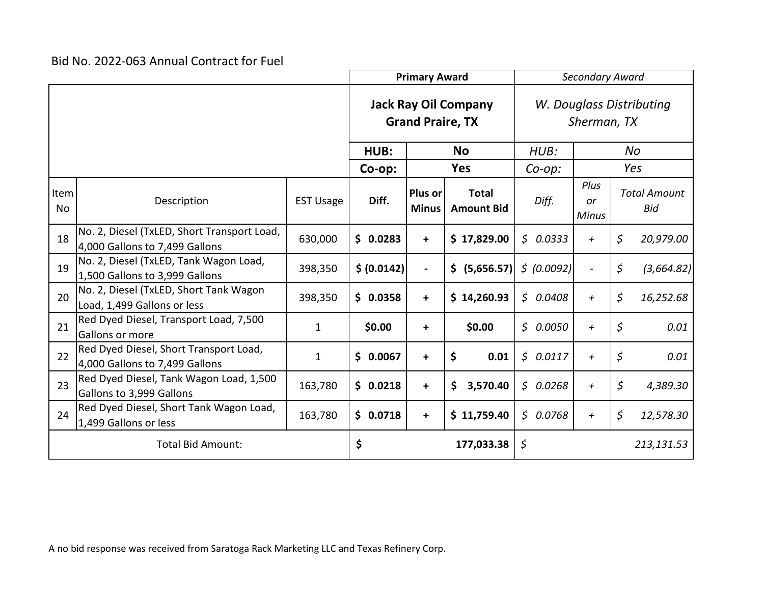Bid No. 2022-063 Annual Contract for Fuel

| | | | Primary Award | | | *Secondary Award* | | |
|---|---|---|---|---|---|---|---|---|
| | | | **Jack Ray Oil Company Grand Praire, TX** | | | *W. Douglass Distributing Sherman, TX* | | |
| | | | **HUB:** | **No** | | *HUB:* | *No* | |
| | | | **Co-op:** | **Yes** | | *Co-op:* | *Yes* | |
| Item No | Description | EST Usage | **Diff.** | **Plus or Minus** | **Total Amount Bid** | *Diff.* | *Plus or Minus* | *Total Amount Bid* |
| 18 | No. 2, Diesel (TxLED, Short Transport Load, 4,000 Gallons to 7,499 Gallons | 630,000 | **$ 0.0283** | **+** | **$ 17,829.00** | *$ 0.0333* | *+* | *$ 20,979.00* |
| 19 | No. 2, Diesel (TxLED, Tank Wagon Load, 1,500 Gallons to 3,999 Gallons | 398,350 | **$ (0.0142)** | **-** | **$ (5,656.57)** | *$ (0.0092)* | *-* | *$ (3,664.82)* |
| 20 | No. 2, Diesel (TxLED, Short Tank Wagon Load, 1,499 Gallons or less | 398,350 | **$ 0.0358** | **+** | **$ 14,260.93** | *$ 0.0408* | *+* | *$ 16,252.68* |
| 21 | Red Dyed Diesel, Transport Load, 7,500 Gallons or more | 1 | **$0.00** | **+** | **$0.00** | *$ 0.0050* | *+* | *$ 0.01* |
| 22 | Red Dyed Diesel, Short Transport Load, 4,000 Gallons to 7,499 Gallons | 1 | **$ 0.0067** | **+** | **$ 0.01** | *$ 0.0117* | *+* | *$ 0.01* |
| 23 | Red Dyed Diesel, Tank Wagon Load, 1,500 Gallons to 3,999 Gallons | 163,780 | **$ 0.0218** | **+** | **$ 3,570.40** | *$ 0.0268* | *+* | *$ 4,389.30* |
| 24 | Red Dyed Diesel, Short Tank Wagon Load, 1,499 Gallons or less | 163,780 | **$ 0.0718** | **+** | **$ 11,759.40** | *$ 0.0768* | *+* | *$ 12,578.30* |
| Total Bid Amount: | | | **$** | | **177,033.38** | *$* | | *213,131.53* |

A no bid response was received from Saratoga Rack Marketing LLC and Texas Refinery Corp.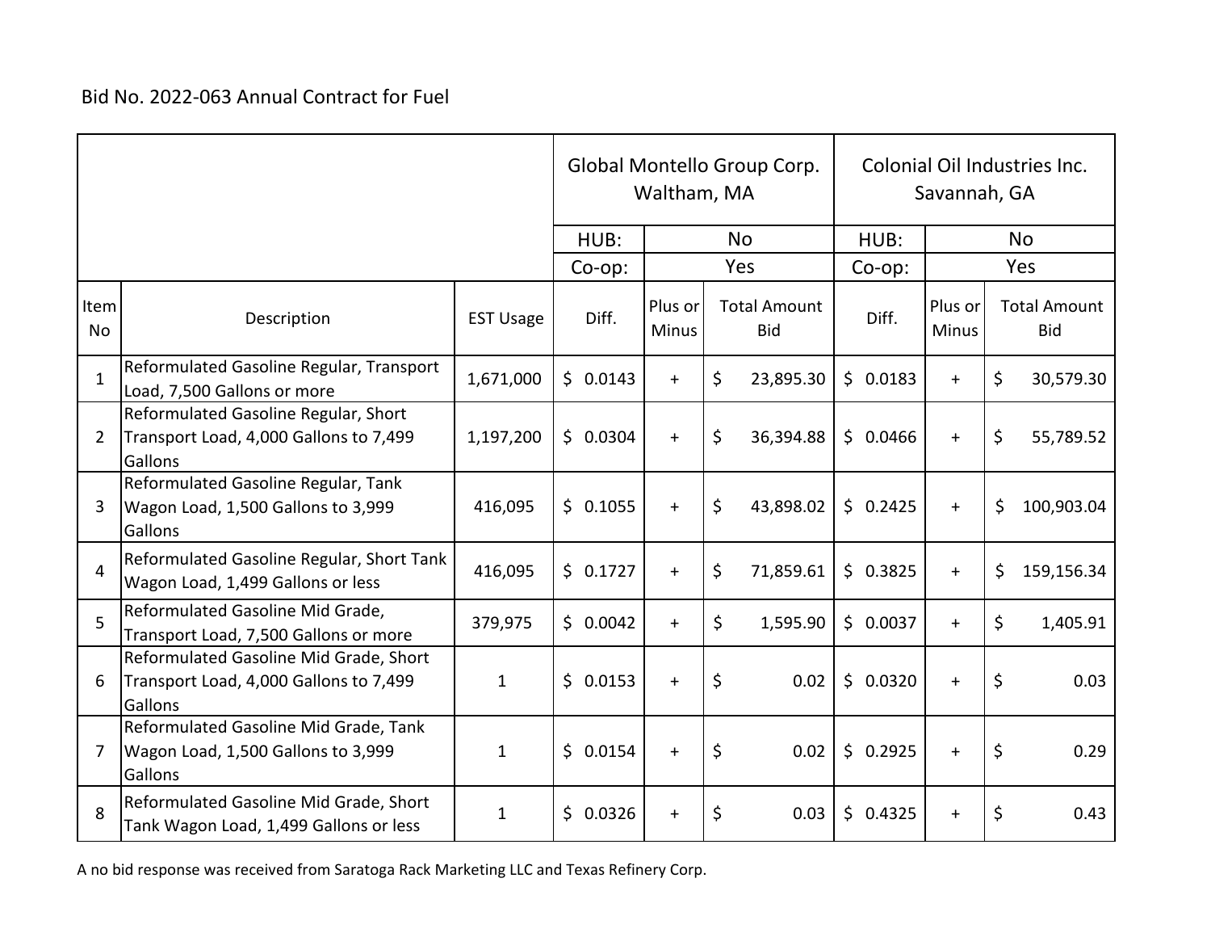Bid No. 2022-063 Annual Contract for Fuel

| | | | Global Montello Group Corp. Waltham, MA | | | Colonial Oil Industries Inc. Savannah, GA | | |
|---|---|---|---|---|---|---|---|---|
| | | | HUB: | No | | HUB: | No | |
| | | | Co-op: | Yes | | Co-op: | Yes | |
| Item No | Description | EST Usage | Diff. | Plus or Minus | Total Amount Bid | Diff. | Plus or Minus | Total Amount Bid |
| 1 | Reformulated Gasoline Regular, Transport Load, 7,500 Gallons or more | 1,671,000 | $ 0.0143 | + | $ 23,895.30 | $ 0.0183 | + | $ 30,579.30 |
| 2 | Reformulated Gasoline Regular, Short Transport Load, 4,000 Gallons to 7,499 Gallons | 1,197,200 | $ 0.0304 | + | $ 36,394.88 | $ 0.0466 | + | $ 55,789.52 |
| 3 | Reformulated Gasoline Regular, Tank Wagon Load, 1,500 Gallons to 3,999 Gallons | 416,095 | $ 0.1055 | + | $ 43,898.02 | $ 0.2425 | + | $ 100,903.04 |
| 4 | Reformulated Gasoline Regular, Short Tank Wagon Load, 1,499 Gallons or less | 416,095 | $ 0.1727 | + | $ 71,859.61 | $ 0.3825 | + | $ 159,156.34 |
| 5 | Reformulated Gasoline Mid Grade, Transport Load, 7,500 Gallons or more | 379,975 | $ 0.0042 | + | $ 1,595.90 | $ 0.0037 | + | $ 1,405.91 |
| 6 | Reformulated Gasoline Mid Grade, Short Transport Load, 4,000 Gallons to 7,499 Gallons | 1 | $ 0.0153 | + | $ 0.02 | $ 0.0320 | + | $ 0.03 |
| 7 | Reformulated Gasoline Mid Grade, Tank Wagon Load, 1,500 Gallons to 3,999 Gallons | 1 | $ 0.0154 | + | $ 0.02 | $ 0.2925 | + | $ 0.29 |
| 8 | Reformulated Gasoline Mid Grade, Short Tank Wagon Load, 1,499 Gallons or less | 1 | $ 0.0326 | + | $ 0.03 | $ 0.4325 | + | $ 0.43 |

A no bid response was received from Saratoga Rack Marketing LLC and Texas Refinery Corp.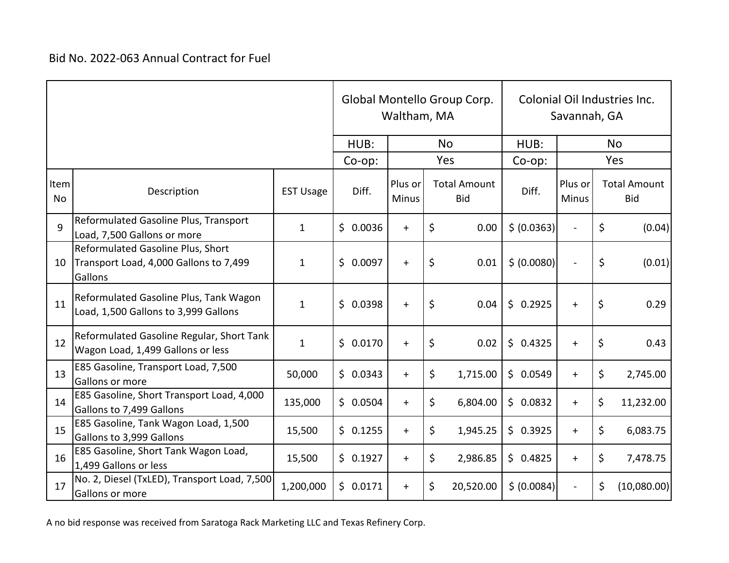Bid No. 2022-063 Annual Contract for Fuel

| | | | Global Montello Group Corp. Waltham, MA | | | Colonial Oil Industries Inc. Savannah, GA | | |
|---|---|---|---|---|---|---|---|---|
| | | | HUB: | No | | HUB: | No | |
| | | | Co-op: | Yes | | Co-op: | Yes | |
| Item No | Description | EST Usage | Diff. | Plus or Minus | Total Amount Bid | Diff. | Plus or Minus | Total Amount Bid |
| 9 | Reformulated Gasoline Plus, Transport Load, 7,500 Gallons or more | 1 | $ 0.0036 | + | $ 0.00 | $ (0.0363) | - | $ (0.04) |
| 10 | Reformulated Gasoline Plus, Short Transport Load, 4,000 Gallons to 7,499 Gallons | 1 | $ 0.0097 | + | $ 0.01 | $ (0.0080) | - | $ (0.01) |
| 11 | Reformulated Gasoline Plus, Tank Wagon Load, 1,500 Gallons to 3,999 Gallons | 1 | $ 0.0398 | + | $ 0.04 | $ 0.2925 | + | $ 0.29 |
| 12 | Reformulated Gasoline Regular, Short Tank Wagon Load, 1,499 Gallons or less | 1 | $ 0.0170 | + | $ 0.02 | $ 0.4325 | + | $ 0.43 |
| 13 | E85 Gasoline, Transport Load, 7,500 Gallons or more | 50,000 | $ 0.0343 | + | $ 1,715.00 | $ 0.0549 | + | $ 2,745.00 |
| 14 | E85 Gasoline, Short Transport Load, 4,000 Gallons to 7,499 Gallons | 135,000 | $ 0.0504 | + | $ 6,804.00 | $ 0.0832 | + | $ 11,232.00 |
| 15 | E85 Gasoline, Tank Wagon Load, 1,500 Gallons to 3,999 Gallons | 15,500 | $ 0.1255 | + | $ 1,945.25 | $ 0.3925 | + | $ 6,083.75 |
| 16 | E85 Gasoline, Short Tank Wagon Load, 1,499 Gallons or less | 15,500 | $ 0.1927 | + | $ 2,986.85 | $ 0.4825 | + | $ 7,478.75 |
| 17 | No. 2, Diesel (TxLED), Transport Load, 7,500 Gallons or more | 1,200,000 | $ 0.0171 | + | $ 20,520.00 | $ (0.0084) | - | $ (10,080.00) |

A no bid response was received from Saratoga Rack Marketing LLC and Texas Refinery Corp.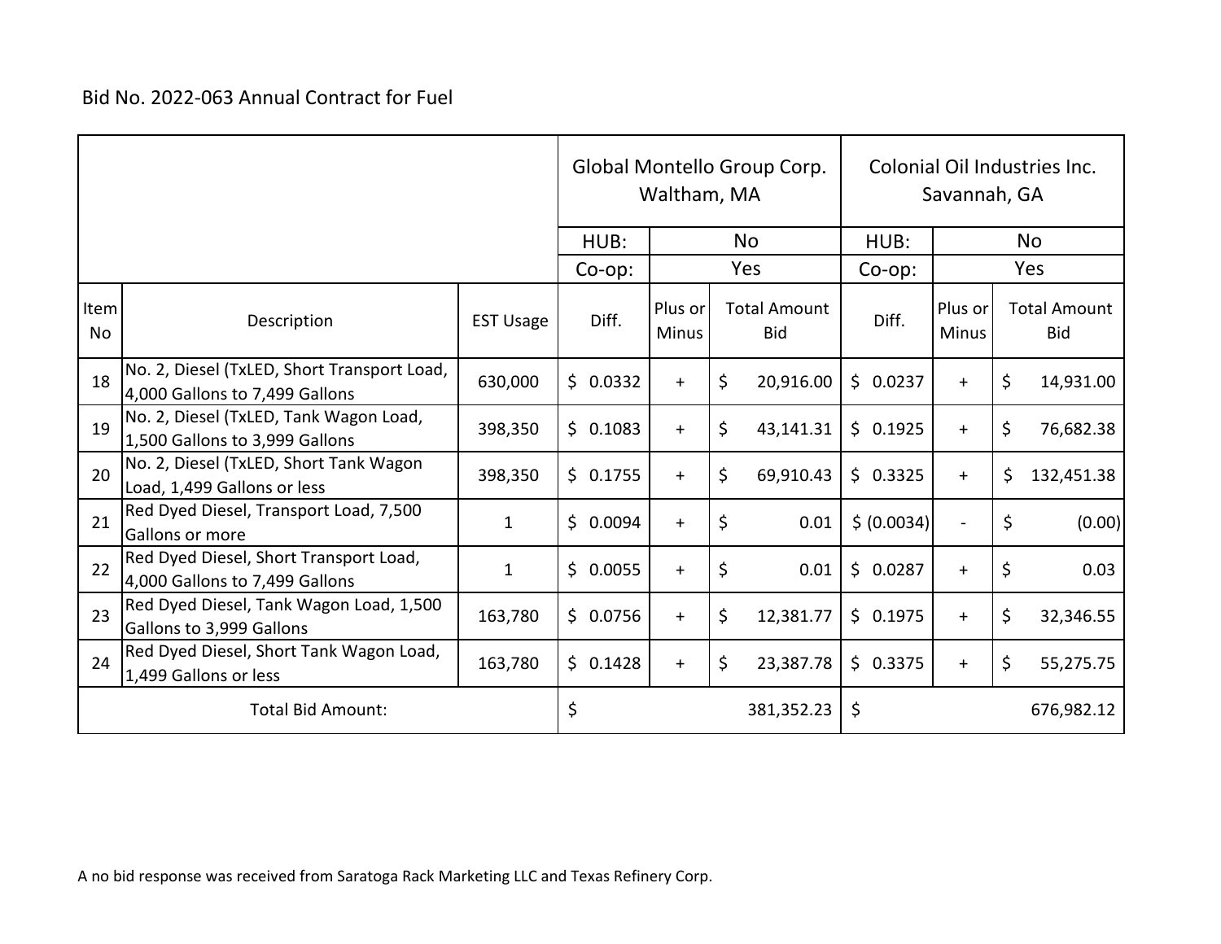Bid No. 2022-063 Annual Contract for Fuel

| | | | Global Montello Group Corp. Waltham, MA | | | Colonial Oil Industries Inc. Savannah, GA | | |
|---|---|---|---|---|---|---|---|---|
| | | | HUB: | No | | HUB: | No | |
| | | | Co-op: | Yes | | Co-op: | Yes | |
| Item No | Description | EST Usage | Diff. | Plus or Minus | Total Amount Bid | Diff. | Plus or Minus | Total Amount Bid |
| 18 | No. 2, Diesel (TxLED, Short Transport Load, 4,000 Gallons to 7,499 Gallons | 630,000 | $ 0.0332 | + | $ 20,916.00 | $ 0.0237 | + | $ 14,931.00 |
| 19 | No. 2, Diesel (TxLED, Tank Wagon Load, 1,500 Gallons to 3,999 Gallons | 398,350 | $ 0.1083 | + | $ 43,141.31 | $ 0.1925 | + | $ 76,682.38 |
| 20 | No. 2, Diesel (TxLED, Short Tank Wagon Load, 1,499 Gallons or less | 398,350 | $ 0.1755 | + | $ 69,910.43 | $ 0.3325 | + | $ 132,451.38 |
| 21 | Red Dyed Diesel, Transport Load, 7,500 Gallons or more | 1 | $ 0.0094 | + | $ 0.01 | $ (0.0034) | - | $ (0.00) |
| 22 | Red Dyed Diesel, Short Transport Load, 4,000 Gallons to 7,499 Gallons | 1 | $ 0.0055 | + | $ 0.01 | $ 0.0287 | + | $ 0.03 |
| 23 | Red Dyed Diesel, Tank Wagon Load, 1,500 Gallons to 3,999 Gallons | 163,780 | $ 0.0756 | + | $ 12,381.77 | $ 0.1975 | + | $ 32,346.55 |
| 24 | Red Dyed Diesel, Short Tank Wagon Load, 1,499 Gallons or less | 163,780 | $ 0.1428 | + | $ 23,387.78 | $ 0.3375 | + | $ 55,275.75 |
| Total Bid Amount: | | | $ 381,352.23 | | | $ 676,982.12 | | |

A no bid response was received from Saratoga Rack Marketing LLC and Texas Refinery Corp.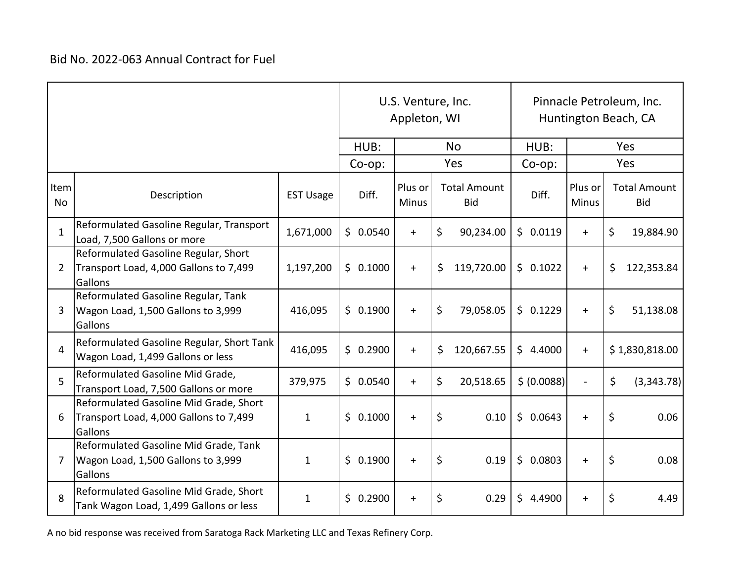Bid No. 2022-063 Annual Contract for Fuel

| | | | U.S. Venture, Inc. Appleton, WI | | | Pinnacle Petroleum, Inc. Huntington Beach, CA | | |
|---|---|---|---|---|---|---|---|---|
| | | | HUB: | No | | HUB: | Yes | |
| | | | Co-op: | Yes | | Co-op: | Yes | |
| Item No | Description | EST Usage | Diff. | Plus or Minus | Total Amount Bid | Diff. | Plus or Minus | Total Amount Bid |
| 1 | Reformulated Gasoline Regular, Transport Load, 7,500 Gallons or more | 1,671,000 | $ 0.0540 | + | $ 90,234.00 | $ 0.0119 | + | $ 19,884.90 |
| 2 | Reformulated Gasoline Regular, Short Transport Load, 4,000 Gallons to 7,499 Gallons | 1,197,200 | $ 0.1000 | + | $ 119,720.00 | $ 0.1022 | + | $ 122,353.84 |
| 3 | Reformulated Gasoline Regular, Tank Wagon Load, 1,500 Gallons to 3,999 Gallons | 416,095 | $ 0.1900 | + | $ 79,058.05 | $ 0.1229 | + | $ 51,138.08 |
| 4 | Reformulated Gasoline Regular, Short Tank Wagon Load, 1,499 Gallons or less | 416,095 | $ 0.2900 | + | $ 120,667.55 | $ 4.4000 | + | $ 1,830,818.00 |
| 5 | Reformulated Gasoline Mid Grade, Transport Load, 7,500 Gallons or more | 379,975 | $ 0.0540 | + | $ 20,518.65 | $ (0.0088) | - | $ (3,343.78) |
| 6 | Reformulated Gasoline Mid Grade, Short Transport Load, 4,000 Gallons to 7,499 Gallons | 1 | $ 0.1000 | + | $ 0.10 | $ 0.0643 | + | $ 0.06 |
| 7 | Reformulated Gasoline Mid Grade, Tank Wagon Load, 1,500 Gallons to 3,999 Gallons | 1 | $ 0.1900 | + | $ 0.19 | $ 0.0803 | + | $ 0.08 |
| 8 | Reformulated Gasoline Mid Grade, Short Tank Wagon Load, 1,499 Gallons or less | 1 | $ 0.2900 | + | $ 0.29 | $ 4.4900 | + | $ 4.49 |

A no bid response was received from Saratoga Rack Marketing LLC and Texas Refinery Corp.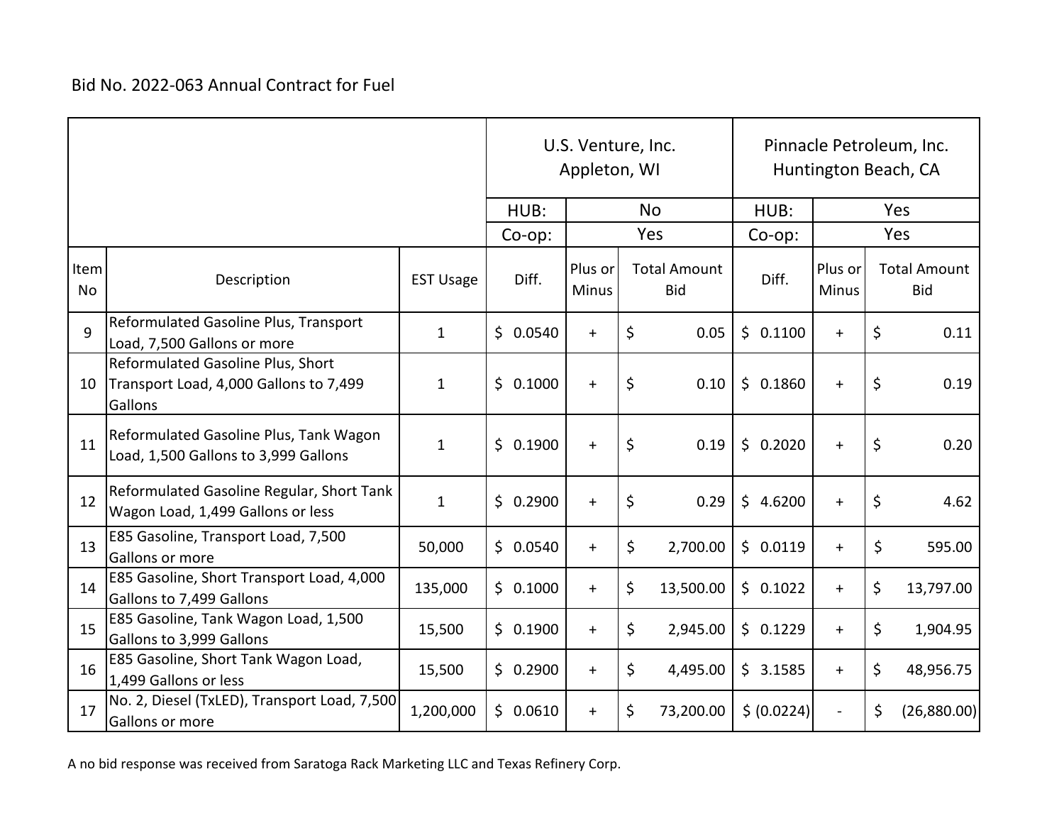Bid No. 2022-063 Annual Contract for Fuel

| | | | U.S. Venture, Inc. Appleton, WI | | | Pinnacle Petroleum, Inc. Huntington Beach, CA | | |
|---|---|---|---|---|---|---|---|---|
| | | | HUB: | No | | HUB: | Yes | |
| | | | Co-op: | Yes | | Co-op: | Yes | |
| Item No | Description | EST Usage | Diff. | Plus or Minus | Total Amount Bid | Diff. | Plus or Minus | Total Amount Bid |
| 9 | Reformulated Gasoline Plus, Transport Load, 7,500 Gallons or more | 1 | $ 0.0540 | + | $ 0.05 | $ 0.1100 | + | $ 0.11 |
| 10 | Reformulated Gasoline Plus, Short Transport Load, 4,000 Gallons to 7,499 Gallons | 1 | $ 0.1000 | + | $ 0.10 | $ 0.1860 | + | $ 0.19 |
| 11 | Reformulated Gasoline Plus, Tank Wagon Load, 1,500 Gallons to 3,999 Gallons | 1 | $ 0.1900 | + | $ 0.19 | $ 0.2020 | + | $ 0.20 |
| 12 | Reformulated Gasoline Regular, Short Tank Wagon Load, 1,499 Gallons or less | 1 | $ 0.2900 | + | $ 0.29 | $ 4.6200 | + | $ 4.62 |
| 13 | E85 Gasoline, Transport Load, 7,500 Gallons or more | 50,000 | $ 0.0540 | + | $ 2,700.00 | $ 0.0119 | + | $ 595.00 |
| 14 | E85 Gasoline, Short Transport Load, 4,000 Gallons to 7,499 Gallons | 135,000 | $ 0.1000 | + | $ 13,500.00 | $ 0.1022 | + | $ 13,797.00 |
| 15 | E85 Gasoline, Tank Wagon Load, 1,500 Gallons to 3,999 Gallons | 15,500 | $ 0.1900 | + | $ 2,945.00 | $ 0.1229 | + | $ 1,904.95 |
| 16 | E85 Gasoline, Short Tank Wagon Load, 1,499 Gallons or less | 15,500 | $ 0.2900 | + | $ 4,495.00 | $ 3.1585 | + | $ 48,956.75 |
| 17 | No. 2, Diesel (TxLED), Transport Load, 7,500 Gallons or more | 1,200,000 | $ 0.0610 | + | $ 73,200.00 | $ (0.0224) | - | $ (26,880.00) |

A no bid response was received from Saratoga Rack Marketing LLC and Texas Refinery Corp.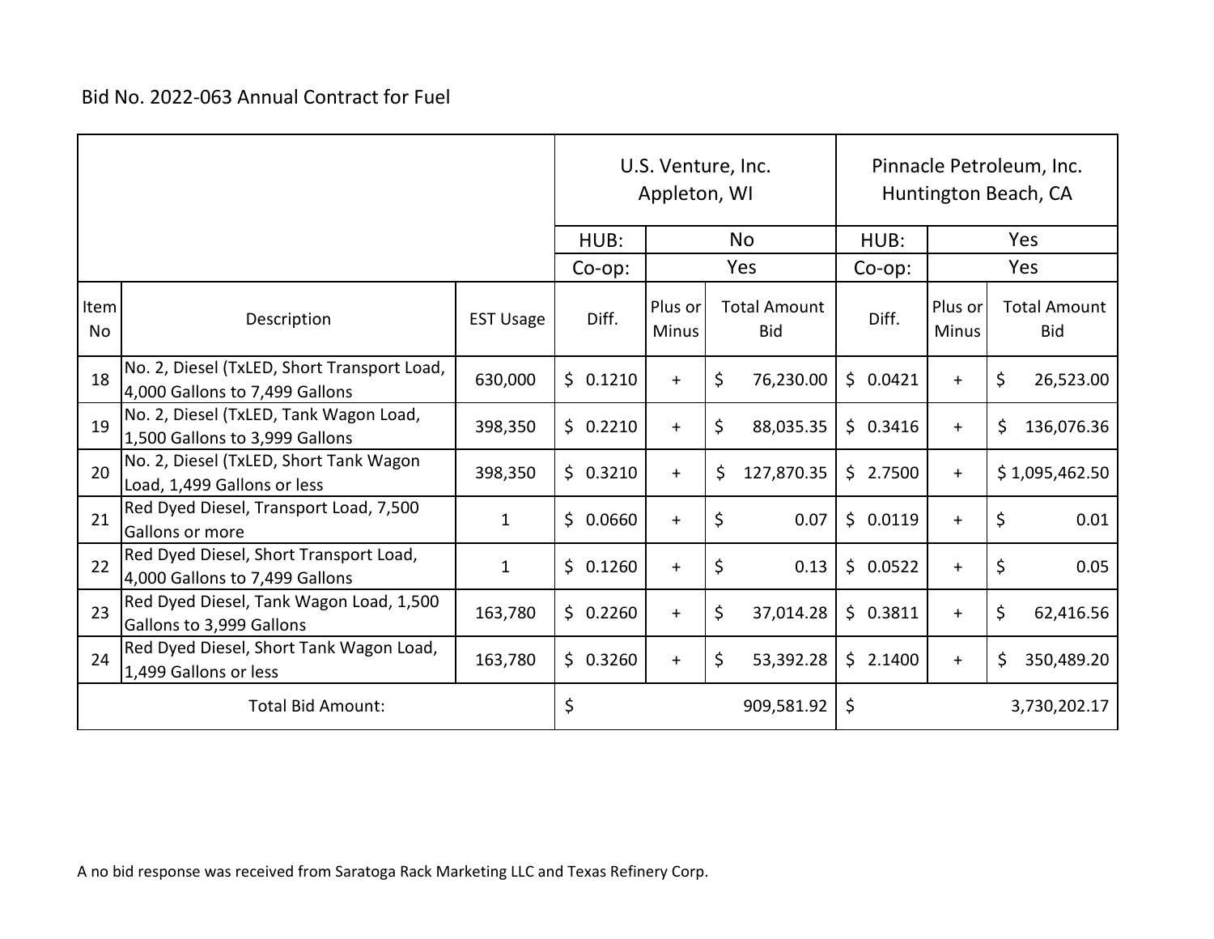Bid No. 2022-063 Annual Contract for Fuel

| | | | U.S. Venture, Inc. Appleton, WI | | | Pinnacle Petroleum, Inc. Huntington Beach, CA | | |
|---|---|---|---|---|---|---|---|---|
| | | | HUB: | No | | HUB: | Yes | |
| | | | Co-op: | Yes | | Co-op: | Yes | |
| Item No | Description | EST Usage | Diff. | Plus or Minus | Total Amount Bid | Diff. | Plus or Minus | Total Amount Bid |
| 18 | No. 2, Diesel (TxLED, Short Transport Load, 4,000 Gallons to 7,499 Gallons | 630,000 | $ 0.1210 | + | $ 76,230.00 | $ 0.0421 | + | $ 26,523.00 |
| 19 | No. 2, Diesel (TxLED, Tank Wagon Load, 1,500 Gallons to 3,999 Gallons | 398,350 | $ 0.2210 | + | $ 88,035.35 | $ 0.3416 | + | $ 136,076.36 |
| 20 | No. 2, Diesel (TxLED, Short Tank Wagon Load, 1,499 Gallons or less | 398,350 | $ 0.3210 | + | $ 127,870.35 | $ 2.7500 | + | $ 1,095,462.50 |
| 21 | Red Dyed Diesel, Transport Load, 7,500 Gallons or more | 1 | $ 0.0660 | + | $ 0.07 | $ 0.0119 | + | $ 0.01 |
| 22 | Red Dyed Diesel, Short Transport Load, 4,000 Gallons to 7,499 Gallons | 1 | $ 0.1260 | + | $ 0.13 | $ 0.0522 | + | $ 0.05 |
| 23 | Red Dyed Diesel, Tank Wagon Load, 1,500 Gallons to 3,999 Gallons | 163,780 | $ 0.2260 | + | $ 37,014.28 | $ 0.3811 | + | $ 62,416.56 |
| 24 | Red Dyed Diesel, Short Tank Wagon Load, 1,499 Gallons or less | 163,780 | $ 0.3260 | + | $ 53,392.28 | $ 2.1400 | + | $ 350,489.20 |
| Total Bid Amount: | | | $ 909,581.92 | | | $ 3,730,202.17 | | |

A no bid response was received from Saratoga Rack Marketing LLC and Texas Refinery Corp.